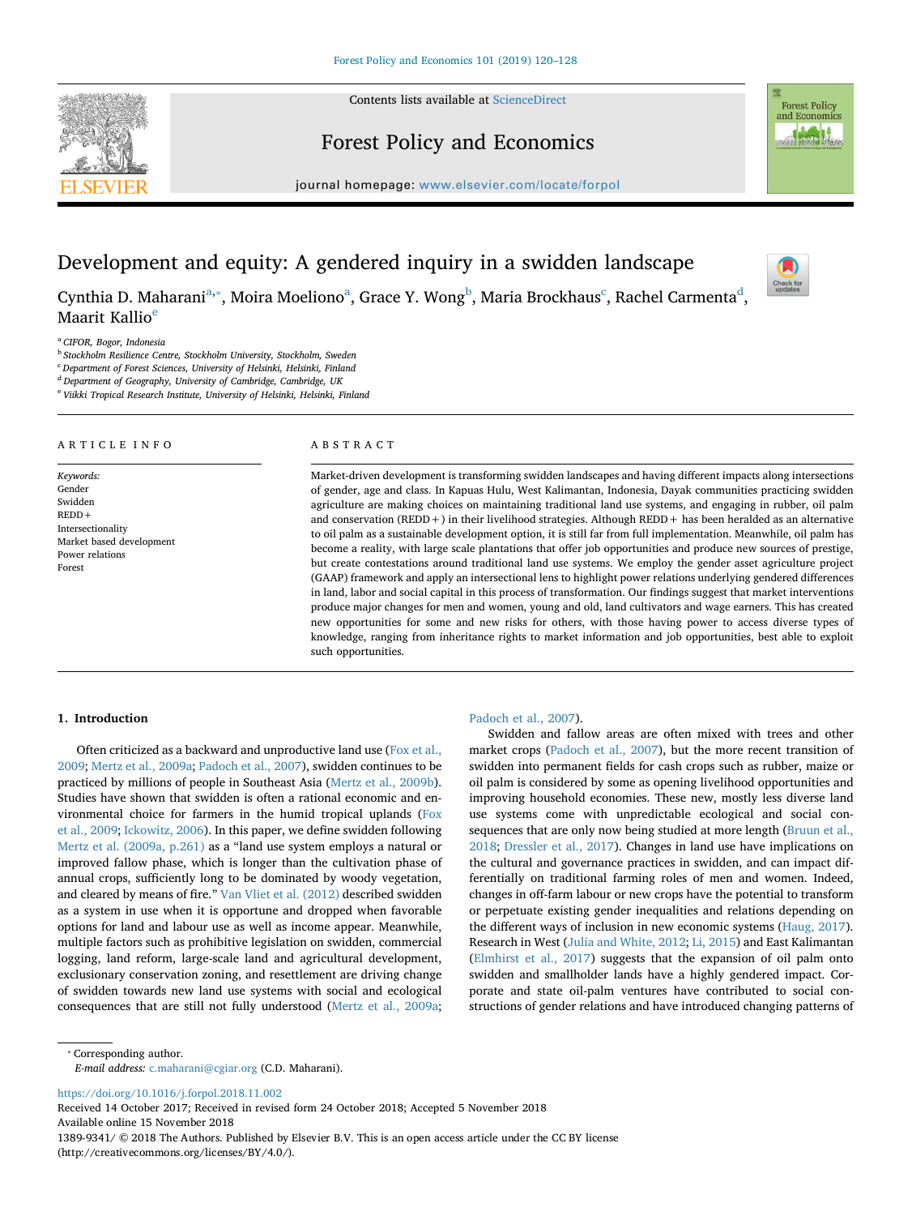# Development and equity: A gendered inquiry in a swidden landscape

Cynthia D. Maharani[a,*], Moira Moeliono[a], Grace Y. Wong[b], Maria Brockhaus[c], Rachel Carmenta[d], Maarit Kallio[e]

[a] CIFOR, Bogor, Indonesia
[b] Stockholm Resilience Centre, Stockholm University, Stockholm, Sweden
[c] Department of Forest Sciences, University of Helsinki, Helsinki, Finland
[d] Department of Geography, University of Cambridge, Cambridge, UK
[e] Viikki Tropical Research Institute, University of Helsinki, Helsinki, Finland

## ARTICLE INFO

*Keywords:*
Gender
Swidden
REDD+
Intersectionality
Market based development
Power relations
Forest

## ABSTRACT

Market-driven development is transforming swidden landscapes and having different impacts along intersections of gender, age and class. In Kapuas Hulu, West Kalimantan, Indonesia, Dayak communities practicing swidden agriculture are making choices on maintaining traditional land use systems, and engaging in rubber, oil palm and conservation (REDD+) in their livelihood strategies. Although REDD+ has been heralded as an alternative to oil palm as a sustainable development option, it is still far from full implementation. Meanwhile, oil palm has become a reality, with large scale plantations that offer job opportunities and produce new sources of prestige, but create contestations around traditional land use systems. We employ the gender asset agriculture project (GAAP) framework and apply an intersectional lens to highlight power relations underlying gendered differences in land, labor and social capital in this process of transformation. Our findings suggest that market interventions produce major changes for men and women, young and old, land cultivators and wage earners. This has created new opportunities for some and new risks for others, with those having power to access diverse types of knowledge, ranging from inheritance rights to market information and job opportunities, best able to exploit such opportunities.

## 1. Introduction

Often criticized as a backward and unproductive land use (Fox et al., 2009; Mertz et al., 2009a; Padoch et al., 2007), swidden continues to be practiced by millions of people in Southeast Asia (Mertz et al., 2009b). Studies have shown that swidden is often a rational economic and environmental choice for farmers in the humid tropical uplands (Fox et al., 2009; Ickowitz, 2006). In this paper, we define swidden following Mertz et al. (2009a, p.261) as a "land use system employs a natural or improved fallow phase, which is longer than the cultivation phase of annual crops, sufficiently long to be dominated by woody vegetation, and cleared by means of fire." Van Vliet et al. (2012) described swidden as a system in use when it is opportune and dropped when favorable options for land and labour use as well as income appear. Meanwhile, multiple factors such as prohibitive legislation on swidden, commercial logging, land reform, large-scale land and agricultural development, exclusionary conservation zoning, and resettlement are driving change of swidden towards new land use systems with social and ecological consequences that are still not fully understood (Mertz et al., 2009a; Padoch et al., 2007).

Swidden and fallow areas are often mixed with trees and other market crops (Padoch et al., 2007), but the more recent transition of swidden into permanent fields for cash crops such as rubber, maize or oil palm is considered by some as opening livelihood opportunities and improving household economies. These new, mostly less diverse land use systems come with unpredictable ecological and social consequences that are only now being studied at more length (Bruun et al., 2018; Dressler et al., 2017). Changes in land use have implications on the cultural and governance practices in swidden, and can impact differentially on traditional farming roles of men and women. Indeed, changes in off-farm labour or new crops have the potential to transform or perpetuate existing gender inequalities and relations depending on the different ways of inclusion in new economic systems (Haug, 2017). Research in West (Julia and White, 2012; Li, 2015) and East Kalimantan (Elmhirst et al., 2017) suggests that the expansion of oil palm onto swidden and smallholder lands have a highly gendered impact. Corporate and state oil-palm ventures have contributed to social constructions of gender relations and have introduced changing patterns of

* Corresponding author.
*E-mail address:* c.maharani@cgiar.org (C.D. Maharani).

https://doi.org/10.1016/j.forpol.2018.11.002
Received 14 October 2017; Received in revised form 24 October 2018; Accepted 5 November 2018
Available online 15 November 2018
1389-9341/ © 2018 The Authors. Published by Elsevier B.V. This is an open access article under the CC BY license (http://creativecommons.org/licenses/BY/4.0/).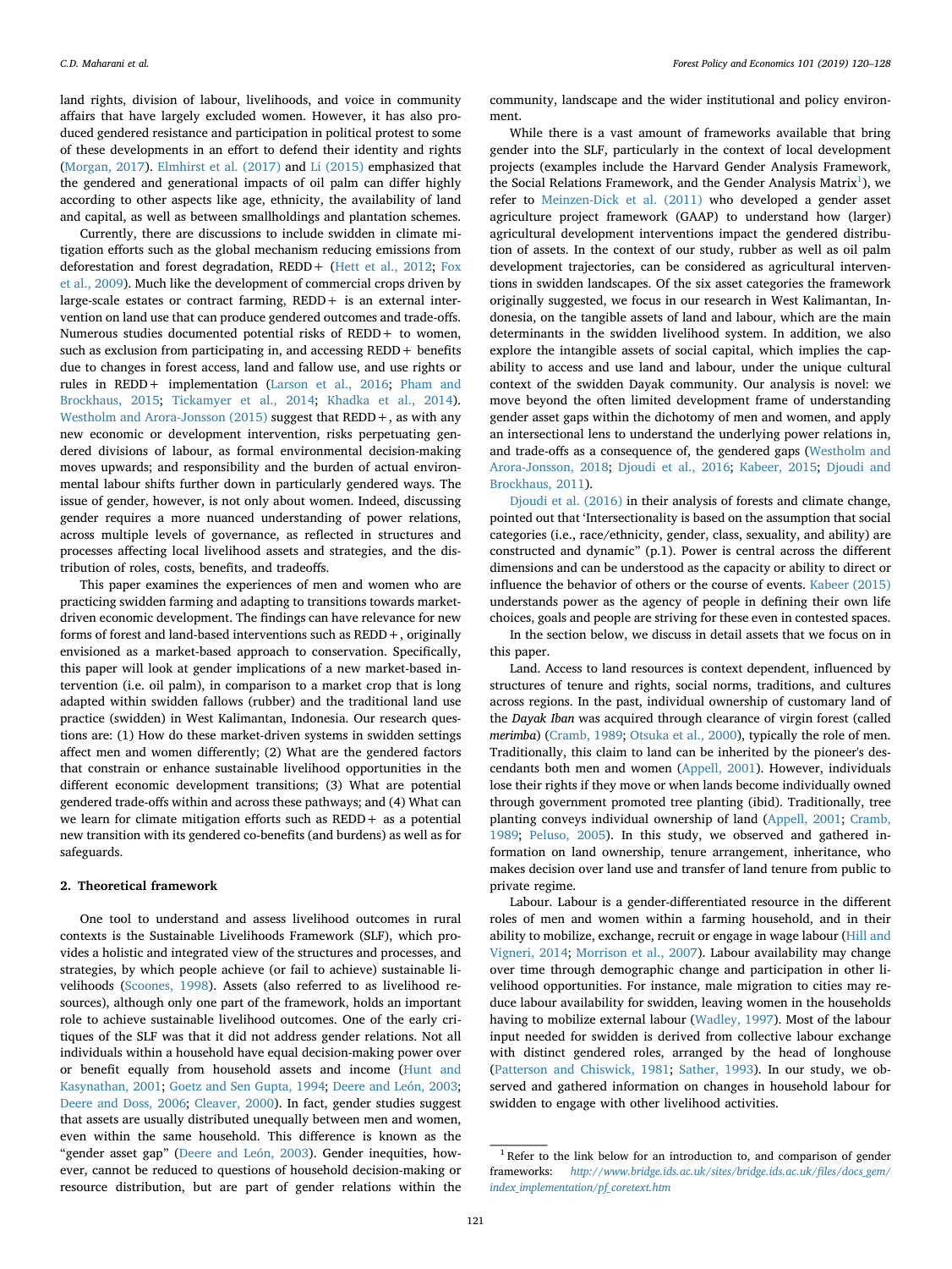land rights, division of labour, livelihoods, and voice in community affairs that have largely excluded women. However, it has also produced gendered resistance and participation in political protest to some of these developments in an effort to defend their identity and rights (Morgan, 2017). Elmhirst et al. (2017) and Li (2015) emphasized that the gendered and generational impacts of oil palm can differ highly according to other aspects like age, ethnicity, the availability of land and capital, as well as between smallholdings and plantation schemes.

Currently, there are discussions to include swidden in climate mitigation efforts such as the global mechanism reducing emissions from deforestation and forest degradation, REDD+ (Hett et al., 2012; Fox et al., 2009). Much like the development of commercial crops driven by large-scale estates or contract farming, REDD+ is an external intervention on land use that can produce gendered outcomes and trade-offs. Numerous studies documented potential risks of REDD+ to women, such as exclusion from participating in, and accessing REDD+ benefits due to changes in forest access, land and fallow use, and use rights or rules in REDD+ implementation (Larson et al., 2016; Pham and Brockhaus, 2015; Tickamyer et al., 2014; Khadka et al., 2014). Westholm and Arora-Jonsson (2015) suggest that REDD+, as with any new economic or development intervention, risks perpetuating gendered divisions of labour, as formal environmental decision-making moves upwards; and responsibility and the burden of actual environmental labour shifts further down in particularly gendered ways. The issue of gender, however, is not only about women. Indeed, discussing gender requires a more nuanced understanding of power relations, across multiple levels of governance, as reflected in structures and processes affecting local livelihood assets and strategies, and the distribution of roles, costs, benefits, and tradeoffs.

This paper examines the experiences of men and women who are practicing swidden farming and adapting to transitions towards market-driven economic development. The findings can have relevance for new forms of forest and land-based interventions such as REDD+, originally envisioned as a market-based approach to conservation. Specifically, this paper will look at gender implications of a new market-based intervention (i.e. oil palm), in comparison to a market crop that is long adapted within swidden fallows (rubber) and the traditional land use practice (swidden) in West Kalimantan, Indonesia. Our research questions are: (1) How do these market-driven systems in swidden settings affect men and women differently; (2) What are the gendered factors that constrain or enhance sustainable livelihood opportunities in the different economic development transitions; (3) What are potential gendered trade-offs within and across these pathways; and (4) What can we learn for climate mitigation efforts such as REDD+ as a potential new transition with its gendered co-benefits (and burdens) as well as for safeguards.

## 2. Theoretical framework

One tool to understand and assess livelihood outcomes in rural contexts is the Sustainable Livelihoods Framework (SLF), which provides a holistic and integrated view of the structures and processes, and strategies, by which people achieve (or fail to achieve) sustainable livelihoods (Scoones, 1998). Assets (also referred to as livelihood resources), although only one part of the framework, holds an important role to achieve sustainable livelihood outcomes. One of the early critiques of the SLF was that it did not address gender relations. Not all individuals within a household have equal decision-making power over or benefit equally from household assets and income (Hunt and Kasynathan, 2001; Goetz and Sen Gupta, 1994; Deere and León, 2003; Deere and Doss, 2006; Cleaver, 2000). In fact, gender studies suggest that assets are usually distributed unequally between men and women, even within the same household. This difference is known as the "gender asset gap" (Deere and León, 2003). Gender inequities, however, cannot be reduced to questions of household decision-making or resource distribution, but are part of gender relations within the community, landscape and the wider institutional and policy environment.

While there is a vast amount of frameworks available that bring gender into the SLF, particularly in the context of local development projects (examples include the Harvard Gender Analysis Framework, the Social Relations Framework, and the Gender Analysis Matrix[1]), we refer to Meinzen-Dick et al. (2011) who developed a gender asset agriculture project framework (GAAP) to understand how (larger) agricultural development interventions impact the gendered distribution of assets. In the context of our study, rubber as well as oil palm development trajectories, can be considered as agricultural interventions in swidden landscapes. Of the six asset categories the framework originally suggested, we focus in our research in West Kalimantan, Indonesia, on the tangible assets of land and labour, which are the main determinants in the swidden livelihood system. In addition, we also explore the intangible assets of social capital, which implies the capability to access and use land and labour, under the unique cultural context of the swidden Dayak community. Our analysis is novel: we move beyond the often limited development frame of understanding gender asset gaps within the dichotomy of men and women, and apply an intersectional lens to understand the underlying power relations in, and trade-offs as a consequence of, the gendered gaps (Westholm and Arora-Jonsson, 2018; Djoudi et al., 2016; Kabeer, 2015; Djoudi and Brockhaus, 2011).

Djoudi et al. (2016) in their analysis of forests and climate change, pointed out that 'Intersectionality is based on the assumption that social categories (i.e., race/ethnicity, gender, class, sexuality, and ability) are constructed and dynamic" (p.1). Power is central across the different dimensions and can be understood as the capacity or ability to direct or influence the behavior of others or the course of events. Kabeer (2015) understands power as the agency of people in defining their own life choices, goals and people are striving for these even in contested spaces.

In the section below, we discuss in detail assets that we focus on in this paper.

Land. Access to land resources is context dependent, influenced by structures of tenure and rights, social norms, traditions, and cultures across regions. In the past, individual ownership of customary land of the *Dayak Iban* was acquired through clearance of virgin forest (called *merimba*) (Cramb, 1989; Otsuka et al., 2000), typically the role of men. Traditionally, this claim to land can be inherited by the pioneer's descendants both men and women (Appell, 2001). However, individuals lose their rights if they move or when lands become individually owned through government promoted tree planting (ibid). Traditionally, tree planting conveys individual ownership of land (Appell, 2001; Cramb, 1989; Peluso, 2005). In this study, we observed and gathered information on land ownership, tenure arrangement, inheritance, who makes decision over land use and transfer of land tenure from public to private regime.

Labour. Labour is a gender-differentiated resource in the different roles of men and women within a farming household, and in their ability to mobilize, exchange, recruit or engage in wage labour (Hill and Vigneri, 2014; Morrison et al., 2007). Labour availability may change over time through demographic change and participation in other livelihood opportunities. For instance, male migration to cities may reduce labour availability for swidden, leaving women in the households having to mobilize external labour (Wadley, 1997). Most of the labour input needed for swidden is derived from collective labour exchange with distinct gendered roles, arranged by the head of longhouse (Patterson and Chiswick, 1981; Sather, 1993). In our study, we observed and gathered information on changes in household labour for swidden to engage with other livelihood activities.

[1] Refer to the link below for an introduction to, and comparison of gender frameworks: *http://www.bridge.ids.ac.uk/sites/bridge.ids.ac.uk/files/docs_gem/index_implementation/pf_coretext.htm*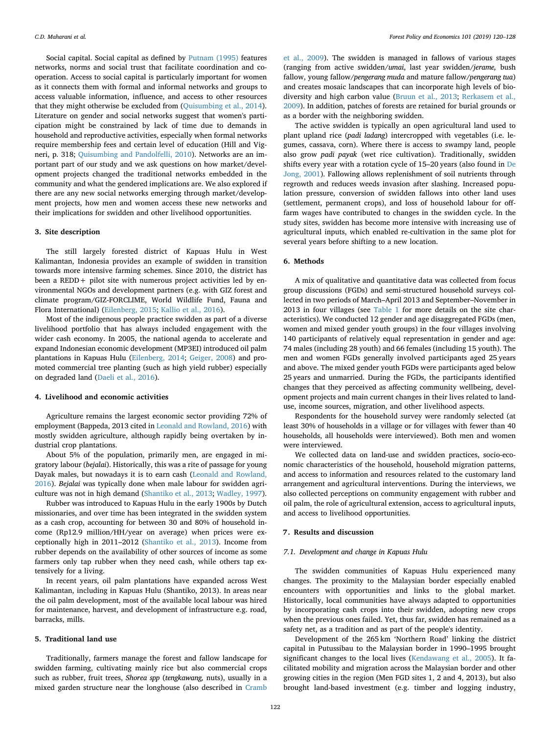Social capital. Social capital as defined by Putnam (1995) features networks, norms and social trust that facilitate coordination and cooperation. Access to social capital is particularly important for women as it connects them with formal and informal networks and groups to access valuable information, influence, and access to other resources that they might otherwise be excluded from (Quisumbing et al., 2014). Literature on gender and social networks suggest that women's participation might be constrained by lack of time due to demands in household and reproductive activities, especially when formal networks require membership fees and certain level of education (Hill and Vigneri, p. 318; Quisumbing and Pandolfelli, 2010). Networks are an important part of our study and we ask questions on how market/development projects changed the traditional networks embedded in the community and what the gendered implications are. We also explored if there are any new social networks emerging through market/development projects, how men and women access these new networks and their implications for swidden and other livelihood opportunities.

## 3. Site description

The still largely forested district of Kapuas Hulu in West Kalimantan, Indonesia provides an example of swidden in transition towards more intensive farming schemes. Since 2010, the district has been a REDD+ pilot site with numerous project activities led by environmental NGOs and development partners (e.g. with GIZ forest and climate program/GIZ-FORCLIME, World Wildlife Fund, Fauna and Flora International) (Eilenberg, 2015; Kallio et al., 2016).

Most of the indigenous people practice swidden as part of a diverse livelihood portfolio that has always included engagement with the wider cash economy. In 2005, the national agenda to accelerate and expand Indonesian economic development (MP3EI) introduced oil palm plantations in Kapuas Hulu (Eilenberg, 2014; Geiger, 2008) and promoted commercial tree planting (such as high yield rubber) especially on degraded land (Daeli et al., 2016).

## 4. Livelihood and economic activities

Agriculture remains the largest economic sector providing 72% of employment (Bappeda, 2013 cited in Leonald and Rowland, 2016) with mostly swidden agriculture, although rapidly being overtaken by industrial crop plantations.

About 5% of the population, primarily men, are engaged in migratory labour (*bejalai*). Historically, this was a rite of passage for young Dayak males, but nowadays it is to earn cash (Leonald and Rowland, 2016). *Bejalai* was typically done when male labour for swidden agriculture was not in high demand (Shantiko et al., 2013; Wadley, 1997).

Rubber was introduced to Kapuas Hulu in the early 1900s by Dutch missionaries, and over time has been integrated in the swidden system as a cash crop, accounting for between 30 and 80% of household income (Rp12.9 million/HH/year on average) when prices were exceptionally high in 2011–2012 (Shantiko et al., 2013). Income from rubber depends on the availability of other sources of income as some farmers only tap rubber when they need cash, while others tap extensively for a living.

In recent years, oil palm plantations have expanded across West Kalimantan, including in Kapuas Hulu (Shantiko, 2013). In areas near the oil palm development, most of the available local labour was hired for maintenance, harvest, and development of infrastructure e.g. road, barracks, mills.

## 5. Traditional land use

Traditionally, farmers manage the forest and fallow landscape for swidden farming, cultivating mainly rice but also commercial crops such as rubber, fruit trees, *Shorea spp* (*tengkawang,* nuts), usually in a mixed garden structure near the longhouse (also described in Cramb et al., 2009). The swidden is managed in fallows of various stages (ranging from active swidden/*umai*, last year swidden/*jerame,* bush fallow, young fallow/*pengerang muda* and mature fallow/*pengerang tua*) and creates mosaic landscapes that can incorporate high levels of biodiversity and high carbon value (Bruun et al., 2013; Rerkasem et al., 2009). In addition, patches of forests are retained for burial grounds or as a border with the neighboring swidden.

The active swidden is typically an open agricultural land used to plant upland rice (*padi ladang*) intercropped with vegetables (i.e. legumes, cassava, corn). Where there is access to swampy land, people also grow *padi payak* (wet rice cultivation). Traditionally, swidden shifts every year with a rotation cycle of 15–20 years (also found in De Jong, 2001). Fallowing allows replenishment of soil nutrients through regrowth and reduces weeds invasion after slashing. Increased population pressure, conversion of swidden fallows into other land uses (settlement, permanent crops), and loss of household labour for off-farm wages have contributed to changes in the swidden cycle. In the study sites, swidden has become more intensive with increasing use of agricultural inputs, which enabled re-cultivation in the same plot for several years before shifting to a new location.

## 6. Methods

A mix of qualitative and quantitative data was collected from focus group discussions (FGDs) and semi-structured household surveys collected in two periods of March–April 2013 and September–November in 2013 in four villages (see Table 1 for more details on the site characteristics). We conducted 12 gender and age disaggregated FGDs (men, women and mixed gender youth groups) in the four villages involving 140 participants of relatively equal representation in gender and age: 74 males (including 28 youth) and 66 females (including 15 youth). The men and women FGDs generally involved participants aged 25 years and above. The mixed gender youth FGDs were participants aged below 25 years and unmarried. During the FGDs, the participants identified changes that they perceived as affecting community wellbeing, development projects and main current changes in their lives related to land-use, income sources, migration, and other livelihood aspects.

Respondents for the household survey were randomly selected (at least 30% of households in a village or for villages with fewer than 40 households, all households were interviewed). Both men and women were interviewed.

We collected data on land-use and swidden practices, socio-economic characteristics of the household, household migration patterns, and access to information and resources related to the customary land arrangement and agricultural interventions. During the interviews, we also collected perceptions on community engagement with rubber and oil palm, the role of agricultural extension, access to agricultural inputs, and access to livelihood opportunities.

## 7. Results and discussion

### 7.1. Development and change in Kapuas Hulu

The swidden communities of Kapuas Hulu experienced many changes. The proximity to the Malaysian border especially enabled encounters with opportunities and links to the global market. Historically, local communities have always adapted to opportunities by incorporating cash crops into their swidden, adopting new crops when the previous ones failed. Yet, thus far, swidden has remained as a safety net, as a tradition and as part of the people's identity.

Development of the 265 km 'Northern Road' linking the district capital in Putussibau to the Malaysian border in 1990–1995 brought significant changes to the local lives (Kendawang et al., 2005). It facilitated mobility and migration across the Malaysian border and other growing cities in the region (Men FGD sites 1, 2 and 4, 2013), but also brought land-based investment (e.g. timber and logging industry,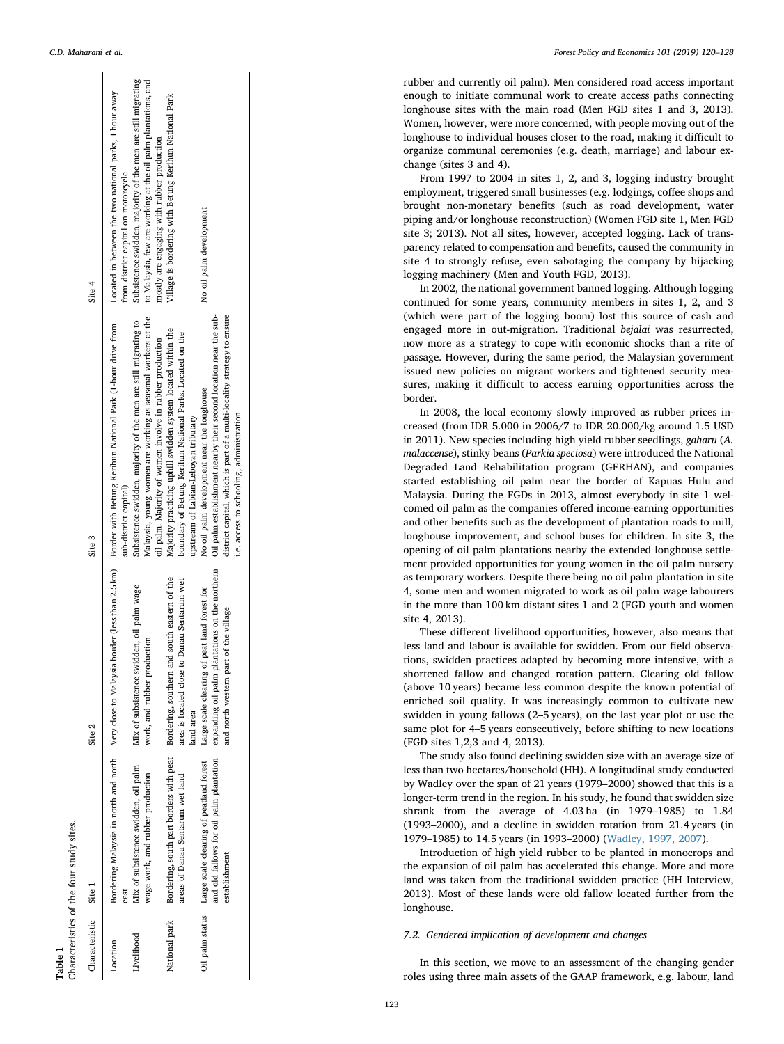**Table 1**
Characteristics of the four study sites.

| Characteristic | Site 1 | Site 2 | Site 3 | Site 4 |
|---|---|---|---|---|
| Location | Bordering Malaysia in north and north east | Very close to Malaysia border (less than 2.5 km) | Border with Betung Kerihun National Park (1-hour drive from sub-district capital) | Located in between the two national parks, 1 hour away from district capital on motorcycle |
| Livelihood | Mix of subsistence swidden, oil palm wage work, and rubber production | Mix of subsistence swidden, oil palm wage work, and rubber production | Subsistence swidden, majority of the men are still migrating to Malaysia, young women are working as seasonal workers at the oil palm. Majority of women involve in rubber production | Subsistence swidden, majority of the men are still migrating to Malaysia, few are working at the oil palm plantations, and mostly are engaging with rubber production |
| National park | Bordering, south part borders with peat areas of Danau Sentarum wet land | Bordering, southern and south eastern of the area is located close to Danau Sentarum wet land area | Majority practicing uphill swidden system located within the boundary of Betung Kerihun National Parks. Located on the upstream of Labian-Leboyan tributary | Village is bordering with Betung Kerihun National Park |
| Oil palm status | Large scale clearing of peatland forest and old fallows for oil palm plantation establishment | Large scale clearing of peat land forest for expanding oil palm plantations on the northern and north western part of the village | No oil palm development near the longhouse<br>Oil palm establishment nearby their second location near the sub-district capital, which is part of a multi-locality strategy to ensure i.e. access to schooling, administration | No oil palm development |

rubber and currently oil palm). Men considered road access important enough to initiate communal work to create access paths connecting longhouse sites with the main road (Men FGD sites 1 and 3, 2013). Women, however, were more concerned, with people moving out of the longhouse to individual houses closer to the road, making it difficult to organize communal ceremonies (e.g. death, marriage) and labour exchange (sites 3 and 4).

From 1997 to 2004 in sites 1, 2, and 3, logging industry brought employment, triggered small businesses (e.g. lodgings, coffee shops and brought non-monetary benefits (such as road development, water piping and/or longhouse reconstruction) (Women FGD site 1, Men FGD site 3; 2013). Not all sites, however, accepted logging. Lack of transparency related to compensation and benefits, caused the community in site 4 to strongly refuse, even sabotaging the company by hijacking logging machinery (Men and Youth FGD, 2013).

In 2002, the national government banned logging. Although logging continued for some years, community members in sites 1, 2, and 3 (which were part of the logging boom) lost this source of cash and engaged more in out-migration. Traditional *bejalai* was resurrected, now more as a strategy to cope with economic shocks than a rite of passage. However, during the same period, the Malaysian government issued new policies on migrant workers and tightened security measures, making it difficult to access earning opportunities across the border.

In 2008, the local economy slowly improved as rubber prices increased (from IDR 5.000 in 2006/7 to IDR 20.000/kg around 1.5 USD in 2011). New species including high yield rubber seedlings, *gaharu* (*A. malaccense*), stinky beans (*Parkia speciosa*) were introduced the National Degraded Land Rehabilitation program (GERHAN), and companies started establishing oil palm near the border of Kapuas Hulu and Malaysia. During the FGDs in 2013, almost everybody in site 1 welcomed oil palm as the companies offered income-earning opportunities and other benefits such as the development of plantation roads to mill, longhouse improvement, and school buses for children. In site 3, the opening of oil palm plantations nearby the extended longhouse settlement provided opportunities for young women in the oil palm nursery as temporary workers. Despite there being no oil palm plantation in site 4, some men and women migrated to work as oil palm wage labourers in the more than 100 km distant sites 1 and 2 (FGD youth and women site 4, 2013).

These different livelihood opportunities, however, also means that less land and labour is available for swidden. From our field observations, swidden practices adapted by becoming more intensive, with a shortened fallow and changed rotation pattern. Clearing old fallow (above 10 years) became less common despite the known potential of enriched soil quality. It was increasingly common to cultivate new swidden in young fallows (2–5 years), on the last year plot or use the same plot for 4–5 years consecutively, before shifting to new locations (FGD sites 1,2,3 and 4, 2013).

The study also found declining swidden size with an average size of less than two hectares/household (HH). A longitudinal study conducted by Wadley over the span of 21 years (1979–2000) showed that this is a longer-term trend in the region. In his study, he found that swidden size shrank from the average of 4.03 ha (in 1979–1985) to 1.84 (1993–2000), and a decline in swidden rotation from 21.4 years (in 1979–1985) to 14.5 years (in 1993–2000) (Wadley, 1997, 2007).

Introduction of high yield rubber to be planted in monocrops and the expansion of oil palm has accelerated this change. More and more land was taken from the traditional swidden practice (HH Interview, 2013). Most of these lands were old fallow located further from the longhouse.

### 7.2. Gendered implication of development and changes

In this section, we move to an assessment of the changing gender roles using three main assets of the GAAP framework, e.g. labour, land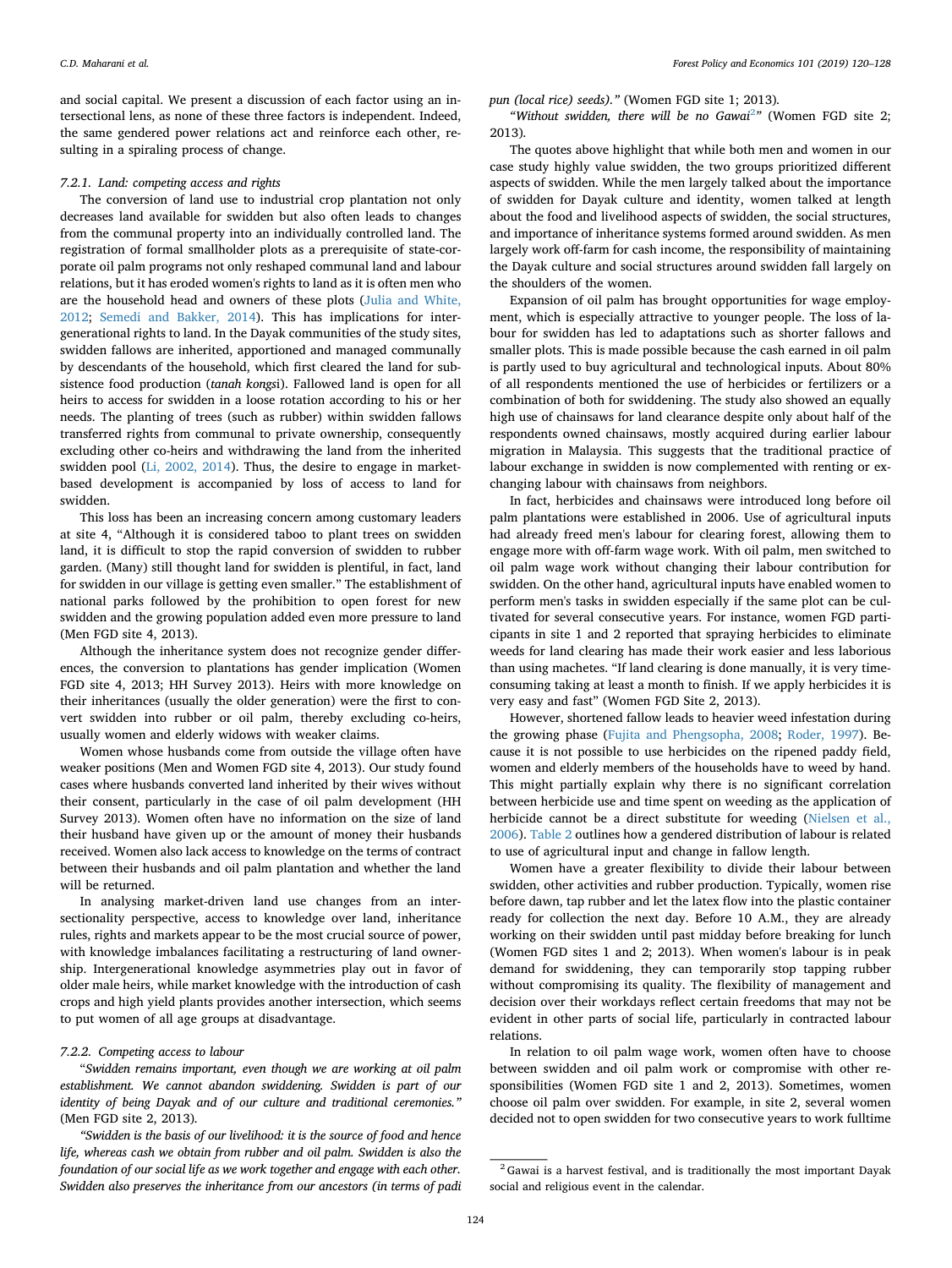and social capital. We present a discussion of each factor using an intersectional lens, as none of these three factors is independent. Indeed, the same gendered power relations act and reinforce each other, resulting in a spiraling process of change.

#### 7.2.1. Land: competing access and rights

The conversion of land use to industrial crop plantation not only decreases land available for swidden but also often leads to changes from the communal property into an individually controlled land. The registration of formal smallholder plots as a prerequisite of state-corporate oil palm programs not only reshaped communal land and labour relations, but it has eroded women's rights to land as it is often men who are the household head and owners of these plots (Julia and White, 2012; Semedi and Bakker, 2014). This has implications for intergenerational rights to land. In the Dayak communities of the study sites, swidden fallows are inherited, apportioned and managed communally by descendants of the household, which first cleared the land for subsistence food production (*tanah kongsi*). Fallowed land is open for all heirs to access for swidden in a loose rotation according to his or her needs. The planting of trees (such as rubber) within swidden fallows transferred rights from communal to private ownership, consequently excluding other co-heirs and withdrawing the land from the inherited swidden pool (Li, 2002, 2014). Thus, the desire to engage in market-based development is accompanied by loss of access to land for swidden.

This loss has been an increasing concern among customary leaders at site 4, "Although it is considered taboo to plant trees on swidden land, it is difficult to stop the rapid conversion of swidden to rubber garden. (Many) still thought land for swidden is plentiful, in fact, land for swidden in our village is getting even smaller." The establishment of national parks followed by the prohibition to open forest for new swidden and the growing population added even more pressure to land (Men FGD site 4, 2013).

Although the inheritance system does not recognize gender differences, the conversion to plantations has gender implication (Women FGD site 4, 2013; HH Survey 2013). Heirs with more knowledge on their inheritances (usually the older generation) were the first to convert swidden into rubber or oil palm, thereby excluding co-heirs, usually women and elderly widows with weaker claims.

Women whose husbands come from outside the village often have weaker positions (Men and Women FGD site 4, 2013). Our study found cases where husbands converted land inherited by their wives without their consent, particularly in the case of oil palm development (HH Survey 2013). Women often have no information on the size of land their husband have given up or the amount of money their husbands received. Women also lack access to knowledge on the terms of contract between their husbands and oil palm plantation and whether the land will be returned.

In analysing market-driven land use changes from an intersectionality perspective, access to knowledge over land, inheritance rules, rights and markets appear to be the most crucial source of power, with knowledge imbalances facilitating a restructuring of land ownership. Intergenerational knowledge asymmetries play out in favor of older male heirs, while market knowledge with the introduction of cash crops and high yield plants provides another intersection, which seems to put women of all age groups at disadvantage.

#### 7.2.2. Competing access to labour

"*Swidden remains important, even though we are working at oil palm establishment. We cannot abandon swiddening. Swidden is part of our identity of being Dayak and of our culture and traditional ceremonies.*" (Men FGD site 2, 2013).

"*Swidden is the basis of our livelihood: it is the source of food and hence life, whereas cash we obtain from rubber and oil palm. Swidden is also the foundation of our social life as we work together and engage with each other. Swidden also preserves the inheritance from our ancestors (in terms of padi pun (local rice) seeds).*" (Women FGD site 1; 2013).

"*Without swidden, there will be no Gawai*[2]" (Women FGD site 2; 2013).

The quotes above highlight that while both men and women in our case study highly value swidden, the two groups prioritized different aspects of swidden. While the men largely talked about the importance of swidden for Dayak culture and identity, women talked at length about the food and livelihood aspects of swidden, the social structures, and importance of inheritance systems formed around swidden. As men largely work off-farm for cash income, the responsibility of maintaining the Dayak culture and social structures around swidden fall largely on the shoulders of the women.

Expansion of oil palm has brought opportunities for wage employment, which is especially attractive to younger people. The loss of labour for swidden has led to adaptations such as shorter fallows and smaller plots. This is made possible because the cash earned in oil palm is partly used to buy agricultural and technological inputs. About 80% of all respondents mentioned the use of herbicides or fertilizers or a combination of both for swiddening. The study also showed an equally high use of chainsaws for land clearance despite only about half of the respondents owned chainsaws, mostly acquired during earlier labour migration in Malaysia. This suggests that the traditional practice of labour exchange in swidden is now complemented with renting or exchanging labour with chainsaws from neighbors.

In fact, herbicides and chainsaws were introduced long before oil palm plantations were established in 2006. Use of agricultural inputs had already freed men's labour for clearing forest, allowing them to engage more with off-farm wage work. With oil palm, men switched to oil palm wage work without changing their labour contribution for swidden. On the other hand, agricultural inputs have enabled women to perform men's tasks in swidden especially if the same plot can be cultivated for several consecutive years. For instance, women FGD participants in site 1 and 2 reported that spraying herbicides to eliminate weeds for land clearing has made their work easier and less laborious than using machetes. "If land clearing is done manually, it is very time-consuming taking at least a month to finish. If we apply herbicides it is very easy and fast" (Women FGD Site 2, 2013).

However, shortened fallow leads to heavier weed infestation during the growing phase (Fujita and Phengsopha, 2008; Roder, 1997). Because it is not possible to use herbicides on the ripened paddy field, women and elderly members of the households have to weed by hand. This might partially explain why there is no significant correlation between herbicide use and time spent on weeding as the application of herbicide cannot be a direct substitute for weeding (Nielsen et al., 2006). Table 2 outlines how a gendered distribution of labour is related to use of agricultural input and change in fallow length.

Women have a greater flexibility to divide their labour between swidden, other activities and rubber production. Typically, women rise before dawn, tap rubber and let the latex flow into the plastic container ready for collection the next day. Before 10 A.M., they are already working on their swidden until past midday before breaking for lunch (Women FGD sites 1 and 2; 2013). When women's labour is in peak demand for swiddening, they can temporarily stop tapping rubber without compromising its quality. The flexibility of management and decision over their workdays reflect certain freedoms that may not be evident in other parts of social life, particularly in contracted labour relations.

In relation to oil palm wage work, women often have to choose between swidden and oil palm work or compromise with other responsibilities (Women FGD site 1 and 2, 2013). Sometimes, women choose oil palm over swidden. For example, in site 2, several women decided not to open swidden for two consecutive years to work fulltime

[2] Gawai is a harvest festival, and is traditionally the most important Dayak social and religious event in the calendar.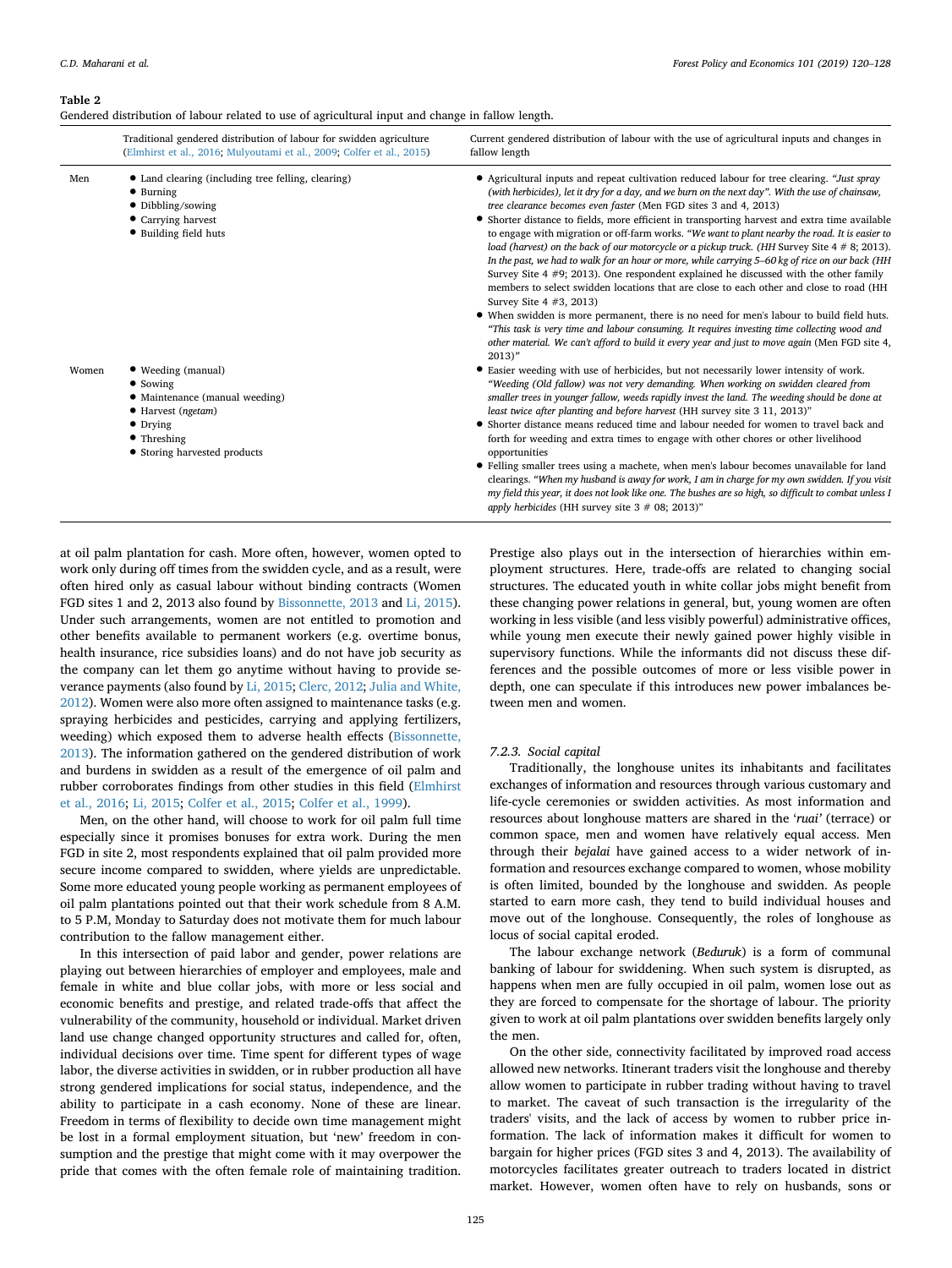**Table 2**
Gendered distribution of labour related to use of agricultural input and change in fallow length.

| | Traditional gendered distribution of labour for swidden agriculture (Elmhirst et al., 2016; Mulyoutami et al., 2009; Colfer et al., 2015) | Current gendered distribution of labour with the use of agricultural inputs and changes in fallow length |
|---|---|---|
| Men | • Land clearing (including tree felling, clearing)<br>• Burning<br>• Dibbling/sowing<br>• Carrying harvest<br>• Building field huts | • Agricultural inputs and repeat cultivation reduced labour for tree clearing. *"Just spray (with herbicides), let it dry for a day, and we burn on the next day". With the use of chainsaw, tree clearance becomes even faster* (Men FGD sites 3 and 4, 2013)<br>• Shorter distance to fields, more efficient in transporting harvest and extra time available to engage with migration or off-farm works. *"We want to plant nearby the road. It is easier to load (harvest) on the back of our motorcycle or a pickup truck. (HH* Survey Site 4 # 8; 2013). *In the past, we had to walk for an hour or more, while carrying 5–60 kg of rice on our back (HH* Survey Site 4 #9; 2013). One respondent explained he discussed with the other family members to select swidden locations that are close to each other and close to road (HH Survey Site 4 #3, 2013)<br>• When swidden is more permanent, there is no need for men's labour to build field huts. *"This task is very time and labour consuming. It requires investing time collecting wood and other material. We can't afford to build it every year and just to move again* (Men FGD site 4, 2013)" |
| Women | • Weeding (manual)<br>• Sowing<br>• Maintenance (manual weeding)<br>• Harvest (*ngetam*)<br>• Drying<br>• Threshing<br>• Storing harvested products | • Easier weeding with use of herbicides, but not necessarily lower intensity of work. *"Weeding (Old fallow) was not very demanding. When working on swidden cleared from smaller trees in younger fallow, weeds rapidly invest the land. The weeding should be done at least twice after planting and before harvest* (HH survey site 3 11, 2013)"<br>• Shorter distance means reduced time and labour needed for women to travel back and forth for weeding and extra times to engage with other chores or other livelihood opportunities<br>• Felling smaller trees using a machete, when men's labour becomes unavailable for land clearings. *"When my husband is away for work, I am in charge for my own swidden. If you visit my field this year, it does not look like one. The bushes are so high, so difficult to combat unless I apply herbicides* (HH survey site 3 # 08; 2013)" |

at oil palm plantation for cash. More often, however, women opted to work only during off times from the swidden cycle, and as a result, were often hired only as casual labour without binding contracts (Women FGD sites 1 and 2, 2013 also found by Bissonnette, 2013 and Li, 2015). Under such arrangements, women are not entitled to promotion and other benefits available to permanent workers (e.g. overtime bonus, health insurance, rice subsidies loans) and do not have job security as the company can let them go anytime without having to provide severance payments (also found by Li, 2015; Clerc, 2012; Julia and White, 2012). Women were also more often assigned to maintenance tasks (e.g. spraying herbicides and pesticides, carrying and applying fertilizers, weeding) which exposed them to adverse health effects (Bissonnette, 2013). The information gathered on the gendered distribution of work and burdens in swidden as a result of the emergence of oil palm and rubber corroborates findings from other studies in this field (Elmhirst et al., 2016; Li, 2015; Colfer et al., 2015; Colfer et al., 1999).

Men, on the other hand, will choose to work for oil palm full time especially since it promises bonuses for extra work. During the men FGD in site 2, most respondents explained that oil palm provided more secure income compared to swidden, where yields are unpredictable. Some more educated young people working as permanent employees of oil palm plantations pointed out that their work schedule from 8 A.M. to 5 P.M, Monday to Saturday does not motivate them for much labour contribution to the fallow management either.

In this intersection of paid labor and gender, power relations are playing out between hierarchies of employer and employees, male and female in white and blue collar jobs, with more or less social and economic benefits and prestige, and related trade-offs that affect the vulnerability of the community, household or individual. Market driven land use change changed opportunity structures and called for, often, individual decisions over time. Time spent for different types of wage labor, the diverse activities in swidden, or in rubber production all have strong gendered implications for social status, independence, and the ability to participate in a cash economy. None of these are linear. Freedom in terms of flexibility to decide own time management might be lost in a formal employment situation, but 'new' freedom in consumption and the prestige that might come with it may overpower the pride that comes with the often female role of maintaining tradition. Prestige also plays out in the intersection of hierarchies within employment structures. Here, trade-offs are related to changing social structures. The educated youth in white collar jobs might benefit from these changing power relations in general, but, young women are often working in less visible (and less visibly powerful) administrative offices, while young men execute their newly gained power highly visible in supervisory functions. While the informants did not discuss these differences and the possible outcomes of more or less visible power in depth, one can speculate if this introduces new power imbalances between men and women.

#### 7.2.3. Social capital

Traditionally, the longhouse unites its inhabitants and facilitates exchanges of information and resources through various customary and life-cycle ceremonies or swidden activities. As most information and resources about longhouse matters are shared in the '*ruai*' (terrace) or common space, men and women have relatively equal access. Men through their *bejalai* have gained access to a wider network of information and resources exchange compared to women, whose mobility is often limited, bounded by the longhouse and swidden. As people started to earn more cash, they tend to build individual houses and move out of the longhouse. Consequently, the roles of longhouse as locus of social capital eroded.

The labour exchange network (*Beduruk*) is a form of communal banking of labour for swiddening. When such system is disrupted, as happens when men are fully occupied in oil palm, women lose out as they are forced to compensate for the shortage of labour. The priority given to work at oil palm plantations over swidden benefits largely only the men.

On the other side, connectivity facilitated by improved road access allowed new networks. Itinerant traders visit the longhouse and thereby allow women to participate in rubber trading without having to travel to market. The caveat of such transaction is the irregularity of the traders' visits, and the lack of access by women to rubber price information. The lack of information makes it difficult for women to bargain for higher prices (FGD sites 3 and 4, 2013). The availability of motorcycles facilitates greater outreach to traders located in district market. However, women often have to rely on husbands, sons or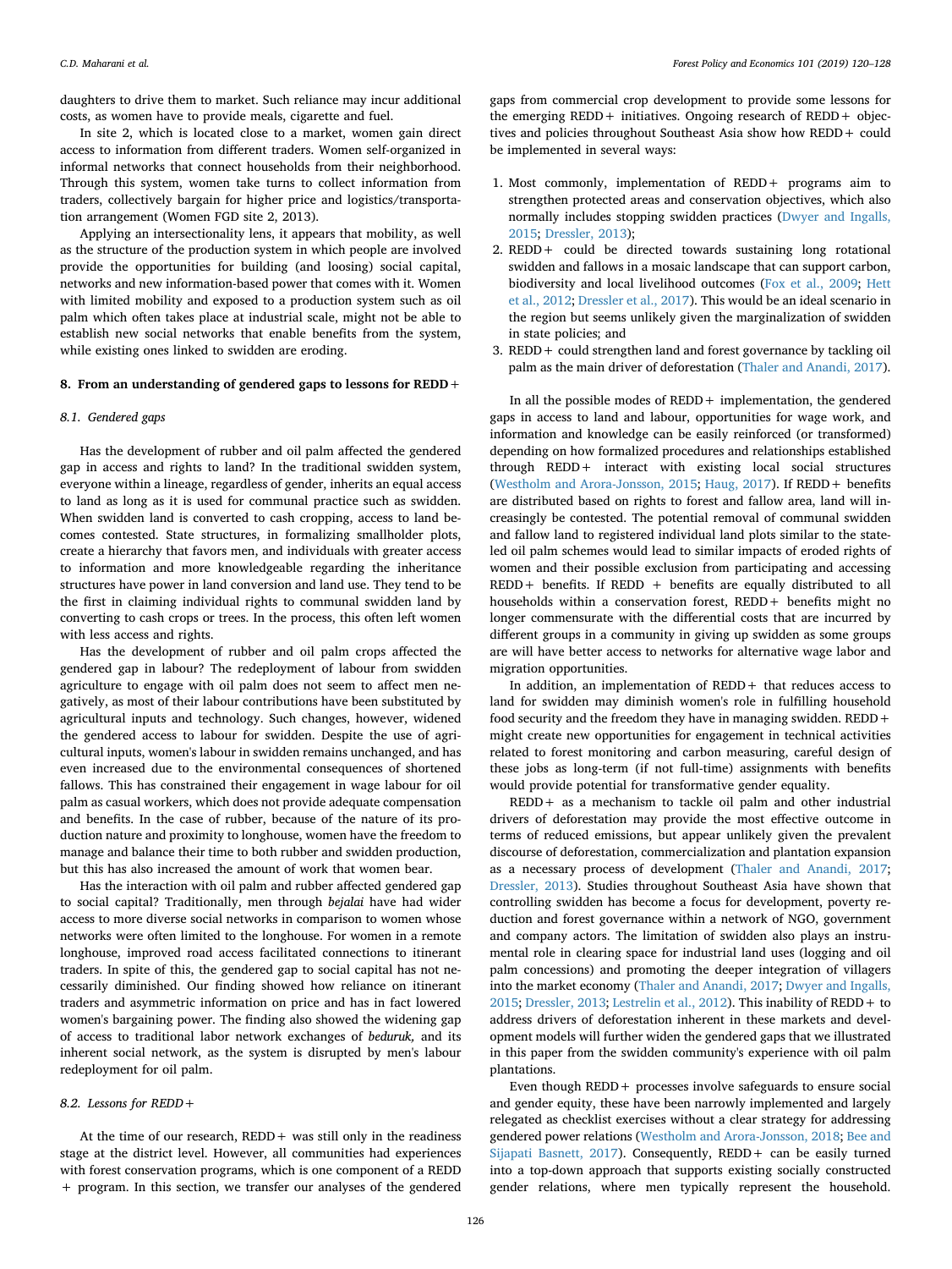daughters to drive them to market. Such reliance may incur additional costs, as women have to provide meals, cigarette and fuel.

In site 2, which is located close to a market, women gain direct access to information from different traders. Women self-organized in informal networks that connect households from their neighborhood. Through this system, women take turns to collect information from traders, collectively bargain for higher price and logistics/transportation arrangement (Women FGD site 2, 2013).

Applying an intersectionality lens, it appears that mobility, as well as the structure of the production system in which people are involved provide the opportunities for building (and loosing) social capital, networks and new information-based power that comes with it. Women with limited mobility and exposed to a production system such as oil palm which often takes place at industrial scale, might not be able to establish new social networks that enable benefits from the system, while existing ones linked to swidden are eroding.

## 8. From an understanding of gendered gaps to lessons for REDD+

### 8.1. Gendered gaps

Has the development of rubber and oil palm affected the gendered gap in access and rights to land? In the traditional swidden system, everyone within a lineage, regardless of gender, inherits an equal access to land as long as it is used for communal practice such as swidden. When swidden land is converted to cash cropping, access to land becomes contested. State structures, in formalizing smallholder plots, create a hierarchy that favors men, and individuals with greater access to information and more knowledgeable regarding the inheritance structures have power in land conversion and land use. They tend to be the first in claiming individual rights to communal swidden land by converting to cash crops or trees. In the process, this often left women with less access and rights.

Has the development of rubber and oil palm crops affected the gendered gap in labour? The redeployment of labour from swidden agriculture to engage with oil palm does not seem to affect men negatively, as most of their labour contributions have been substituted by agricultural inputs and technology. Such changes, however, widened the gendered access to labour for swidden. Despite the use of agricultural inputs, women's labour in swidden remains unchanged, and has even increased due to the environmental consequences of shortened fallows. This has constrained their engagement in wage labour for oil palm as casual workers, which does not provide adequate compensation and benefits. In the case of rubber, because of the nature of its production nature and proximity to longhouse, women have the freedom to manage and balance their time to both rubber and swidden production, but this has also increased the amount of work that women bear.

Has the interaction with oil palm and rubber affected gendered gap to social capital? Traditionally, men through *bejalai* have had wider access to more diverse social networks in comparison to women whose networks were often limited to the longhouse. For women in a remote longhouse, improved road access facilitated connections to itinerant traders. In spite of this, the gendered gap to social capital has not necessarily diminished. Our finding showed how reliance on itinerant traders and asymmetric information on price and has in fact lowered women's bargaining power. The finding also showed the widening gap of access to traditional labor network exchanges of *beduruk,* and its inherent social network, as the system is disrupted by men's labour redeployment for oil palm.

### 8.2. Lessons for REDD+

At the time of our research, REDD+ was still only in the readiness stage at the district level. However, all communities had experiences with forest conservation programs, which is one component of a REDD + program. In this section, we transfer our analyses of the gendered gaps from commercial crop development to provide some lessons for the emerging REDD+ initiatives. Ongoing research of REDD+ objectives and policies throughout Southeast Asia show how REDD+ could be implemented in several ways:

1. Most commonly, implementation of REDD+ programs aim to strengthen protected areas and conservation objectives, which also normally includes stopping swidden practices (Dwyer and Ingalls, 2015; Dressler, 2013);
2. REDD+ could be directed towards sustaining long rotational swidden and fallows in a mosaic landscape that can support carbon, biodiversity and local livelihood outcomes (Fox et al., 2009; Hett et al., 2012; Dressler et al., 2017). This would be an ideal scenario in the region but seems unlikely given the marginalization of swidden in state policies; and
3. REDD+ could strengthen land and forest governance by tackling oil palm as the main driver of deforestation (Thaler and Anandi, 2017).

In all the possible modes of REDD+ implementation, the gendered gaps in access to land and labour, opportunities for wage work, and information and knowledge can be easily reinforced (or transformed) depending on how formalized procedures and relationships established through REDD+ interact with existing local social structures (Westholm and Arora-Jonsson, 2015; Haug, 2017). If REDD+ benefits are distributed based on rights to forest and fallow area, land will increasingly be contested. The potential removal of communal swidden and fallow land to registered individual land plots similar to the state-led oil palm schemes would lead to similar impacts of eroded rights of women and their possible exclusion from participating and accessing REDD+ benefits. If REDD + benefits are equally distributed to all households within a conservation forest, REDD+ benefits might no longer commensurate with the differential costs that are incurred by different groups in a community in giving up swidden as some groups are will have better access to networks for alternative wage labor and migration opportunities.

In addition, an implementation of REDD+ that reduces access to land for swidden may diminish women's role in fulfilling household food security and the freedom they have in managing swidden. REDD+ might create new opportunities for engagement in technical activities related to forest monitoring and carbon measuring, careful design of these jobs as long-term (if not full-time) assignments with benefits would provide potential for transformative gender equality.

REDD+ as a mechanism to tackle oil palm and other industrial drivers of deforestation may provide the most effective outcome in terms of reduced emissions, but appear unlikely given the prevalent discourse of deforestation, commercialization and plantation expansion as a necessary process of development (Thaler and Anandi, 2017; Dressler, 2013). Studies throughout Southeast Asia have shown that controlling swidden has become a focus for development, poverty reduction and forest governance within a network of NGO, government and company actors. The limitation of swidden also plays an instrumental role in clearing space for industrial land uses (logging and oil palm concessions) and promoting the deeper integration of villagers into the market economy (Thaler and Anandi, 2017; Dwyer and Ingalls, 2015; Dressler, 2013; Lestrelin et al., 2012). This inability of REDD+ to address drivers of deforestation inherent in these markets and development models will further widen the gendered gaps that we illustrated in this paper from the swidden community's experience with oil palm plantations.

Even though REDD+ processes involve safeguards to ensure social and gender equity, these have been narrowly implemented and largely relegated as checklist exercises without a clear strategy for addressing gendered power relations (Westholm and Arora-Jonsson, 2018; Bee and Sijapati Basnett, 2017). Consequently, REDD+ can be easily turned into a top-down approach that supports existing socially constructed gender relations, where men typically represent the household.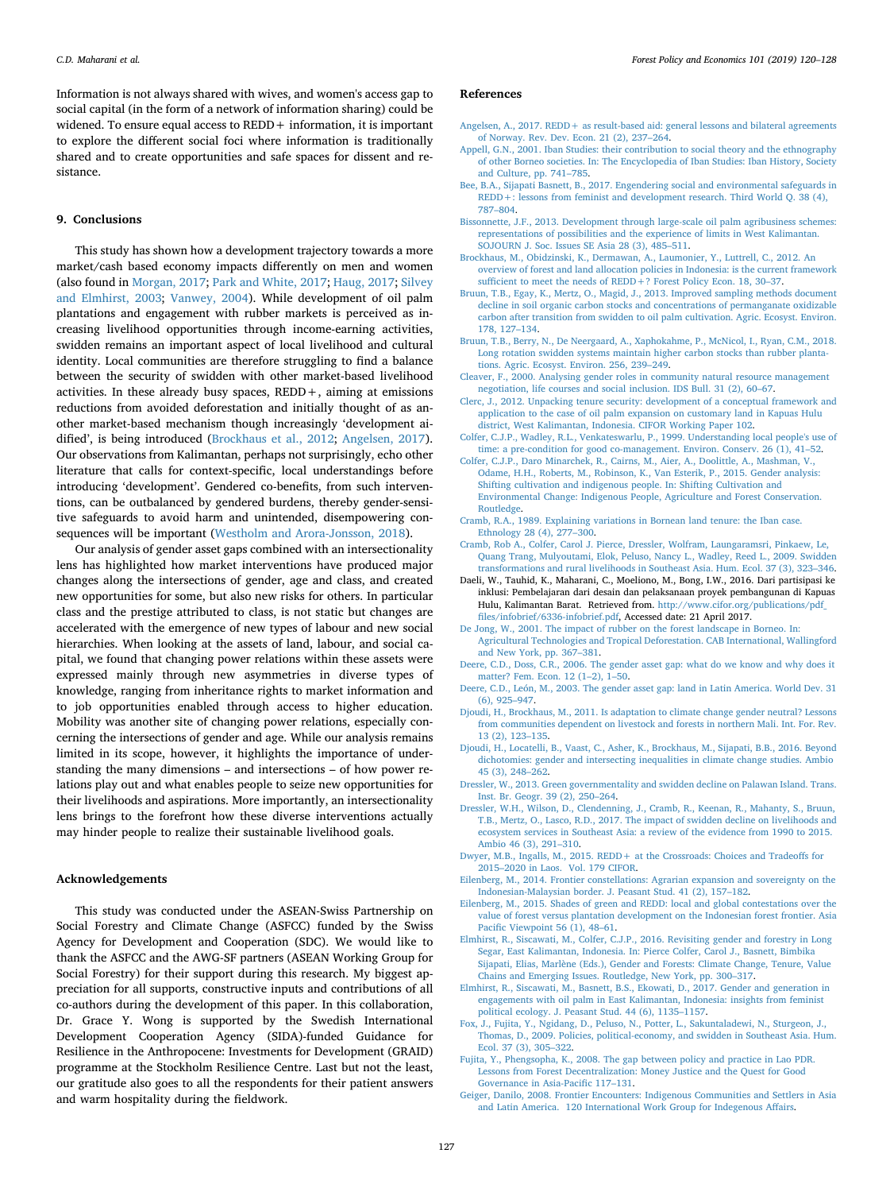Information is not always shared with wives, and women's access gap to social capital (in the form of a network of information sharing) could be widened. To ensure equal access to REDD+ information, it is important to explore the different social foci where information is traditionally shared and to create opportunities and safe spaces for dissent and resistance.

## 9. Conclusions

This study has shown how a development trajectory towards a more market/cash based economy impacts differently on men and women (also found in Morgan, 2017; Park and White, 2017; Haug, 2017; Silvey and Elmhirst, 2003; Vanwey, 2004). While development of oil palm plantations and engagement with rubber markets is perceived as increasing livelihood opportunities through income-earning activities, swidden remains an important aspect of local livelihood and cultural identity. Local communities are therefore struggling to find a balance between the security of swidden with other market-based livelihood activities. In these already busy spaces, REDD+, aiming at emissions reductions from avoided deforestation and initially thought of as another market-based mechanism though increasingly 'development aidified', is being introduced (Brockhaus et al., 2012; Angelsen, 2017). Our observations from Kalimantan, perhaps not surprisingly, echo other literature that calls for context-specific, local understandings before introducing 'development'. Gendered co-benefits, from such interventions, can be outbalanced by gendered burdens, thereby gender-sensitive safeguards to avoid harm and unintended, disempowering consequences will be important (Westholm and Arora-Jonsson, 2018).

Our analysis of gender asset gaps combined with an intersectionality lens has highlighted how market interventions have produced major changes along the intersections of gender, age and class, and created new opportunities for some, but also new risks for others. In particular class and the prestige attributed to class, is not static but changes are accelerated with the emergence of new types of labour and new social hierarchies. When looking at the assets of land, labour, and social capital, we found that changing power relations within these assets were expressed mainly through new asymmetries in diverse types of knowledge, ranging from inheritance rights to market information and to job opportunities enabled through access to higher education. Mobility was another site of changing power relations, especially concerning the intersections of gender and age. While our analysis remains limited in its scope, however, it highlights the importance of understanding the many dimensions – and intersections – of how power relations play out and what enables people to seize new opportunities for their livelihoods and aspirations. More importantly, an intersectionality lens brings to the forefront how these diverse interventions actually may hinder people to realize their sustainable livelihood goals.

## Acknowledgements

This study was conducted under the ASEAN-Swiss Partnership on Social Forestry and Climate Change (ASFCC) funded by the Swiss Agency for Development and Cooperation (SDC). We would like to thank the ASFCC and the AWG-SF partners (ASEAN Working Group for Social Forestry) for their support during this research. My biggest appreciation for all supports, constructive inputs and contributions of all co-authors during the development of this paper. In this collaboration, Dr. Grace Y. Wong is supported by the Swedish International Development Cooperation Agency (SIDA)-funded Guidance for Resilience in the Anthropocene: Investments for Development (GRAID) programme at the Stockholm Resilience Centre. Last but not the least, our gratitude also goes to all the respondents for their patient answers and warm hospitality during the fieldwork.

## References

Angelsen, A., 2017. REDD+ as result-based aid: general lessons and bilateral agreements of Norway. Rev. Dev. Econ. 21 (2), 237–264.

Appell, G.N., 2001. Iban Studies: their contribution to social theory and the ethnography of other Borneo societies. In: The Encyclopedia of Iban Studies: Iban History, Society and Culture, pp. 741–785.

Bee, B.A., Sijapati Basnett, B., 2017. Engendering social and environmental safeguards in REDD+: lessons from feminist and development research. Third World Q. 38 (4), 787–804.

Bissonnette, J.F., 2013. Development through large-scale oil palm agribusiness schemes: representations of possibilities and the experience of limits in West Kalimantan. SOJOURN J. Soc. Issues SE Asia 28 (3), 485–511.

Brockhaus, M., Obidzinski, K., Dermawan, A., Laumonier, Y., Luttrell, C., 2012. An overview of forest and land allocation policies in Indonesia: is the current framework sufficient to meet the needs of REDD+? Forest Policy Econ. 18, 30–37.

Bruun, T.B., Egay, K., Mertz, O., Magid, J., 2013. Improved sampling methods document decline in soil organic carbon stocks and concentrations of permanganate oxidizable carbon after transition from swidden to oil palm cultivation. Agric. Ecosyst. Environ. 178, 127–134.

Bruun, T.B., Berry, N., De Neergaard, A., Xaphokahme, P., McNicol, I., Ryan, C.M., 2018. Long rotation swidden systems maintain higher carbon stocks than rubber plantations. Agric. Ecosyst. Environ. 256, 239–249.

Cleaver, F., 2000. Analysing gender roles in community natural resource management negotiation, life courses and social inclusion. IDS Bull. 31 (2), 60–67.

Clerc, J., 2012. Unpacking tenure security: development of a conceptual framework and application to the case of oil palm expansion on customary land in Kapuas Hulu district, West Kalimantan, Indonesia. CIFOR Working Paper 102.

Colfer, C.J.P., Wadley, R.L., Venkateswarlu, P., 1999. Understanding local people's use of time: a pre-condition for good co-management. Environ. Conserv. 26 (1), 41–52.

Colfer, C.J.P., Daro Minarchek, R., Cairns, M., Aier, A., Doolittle, A., Mashman, V., Odame, H.H., Roberts, M., Robinson, K., Van Esterik, P., 2015. Gender analysis: Shifting cultivation and indigenous people. In: Shifting Cultivation and Environmental Change: Indigenous People, Agriculture and Forest Conservation. Routledge.

Cramb, R.A., 1989. Explaining variations in Bornean land tenure: the Iban case. Ethnology 28 (4), 277–300.

Cramb, Rob A., Colfer, Carol J. Pierce, Dressler, Wolfram, Laungaramsri, Pinkaew, Le, Quang Trang, Mulyoutami, Elok, Peluso, Nancy L., Wadley, Reed L., 2009. Swidden transformations and rural livelihoods in Southeast Asia. Hum. Ecol. 37 (3), 323–346.

Daeli, W., Tauhid, K., Maharani, C., Moeliono, M., Bong, I.W., 2016. Dari partisipasi ke inklusi: Pembelajaran dari desain dan pelaksanaan proyek pembangunan di Kapuas Hulu, Kalimantan Barat. Retrieved from. http://www.cifor.org/publications/pdf_files/infobrief/6336-infobrief.pdf, Accessed date: 21 April 2017.

De Jong, W., 2001. The impact of rubber on the forest landscape in Borneo. In: Agricultural Technologies and Tropical Deforestation. CAB International, Wallingford and New York, pp. 367–381.

Deere, C.D., Doss, C.R., 2006. The gender asset gap: what do we know and why does it matter? Fem. Econ. 12 (1–2), 1–50.

Deere, C.D., León, M., 2003. The gender asset gap: land in Latin America. World Dev. 31 (6), 925–947.

Djoudi, H., Brockhaus, M., 2011. Is adaptation to climate change gender neutral? Lessons from communities dependent on livestock and forests in northern Mali. Int. For. Rev. 13 (2), 123–135.

Djoudi, H., Locatelli, B., Vaast, C., Asher, K., Brockhaus, M., Sijapati, B.B., 2016. Beyond dichotomies: gender and intersecting inequalities in climate change studies. Ambio 45 (3), 248–262.

Dressler, W., 2013. Green governmentality and swidden decline on Palawan Island. Trans. Inst. Br. Geogr. 39 (2), 250–264.

Dressler, W.H., Wilson, D., Clendenning, J., Cramb, R., Keenan, R., Mahanty, S., Bruun, T.B., Mertz, O., Lasco, R.D., 2017. The impact of swidden decline on livelihoods and ecosystem services in Southeast Asia: a review of the evidence from 1990 to 2015. Ambio 46 (3), 291–310.

Dwyer, M.B., Ingalls, M., 2015. REDD+ at the Crossroads: Choices and Tradeoffs for 2015–2020 in Laos. Vol. 179 CIFOR.

Eilenberg, M., 2014. Frontier constellations: Agrarian expansion and sovereignty on the Indonesian-Malaysian border. J. Peasant Stud. 41 (2), 157–182.

Eilenberg, M., 2015. Shades of green and REDD: local and global contestations over the value of forest versus plantation development on the Indonesian forest frontier. Asia Pacific Viewpoint 56 (1), 48–61.

Elmhirst, R., Siscawati, M., Colfer, C.J.P., 2016. Revisiting gender and forestry in Long Segar, East Kalimantan, Indonesia. In: Pierce Colfer, Carol J., Basnett, Bimbika Sijapati, Elias, Marlène (Eds.), Gender and Forests: Climate Change, Tenure, Value Chains and Emerging Issues. Routledge, New York, pp. 300–317.

Elmhirst, R., Siscawati, M., Basnett, B.S., Ekowati, D., 2017. Gender and generation in engagements with oil palm in East Kalimantan, Indonesia: insights from feminist political ecology. J. Peasant Stud. 44 (6), 1135–1157.

Fox, J., Fujita, Y., Ngidang, D., Peluso, N., Potter, L., Sakuntaladewi, N., Sturgeon, J., Thomas, D., 2009. Policies, political-economy, and swidden in Southeast Asia. Hum. Ecol. 37 (3), 305–322.

Fujita, Y., Phengsopha, K., 2008. The gap between policy and practice in Lao PDR. Lessons from Forest Decentralization: Money Justice and the Quest for Good Governance in Asia-Pacific 117–131.

Geiger, Danilo, 2008. Frontier Encounters: Indigenous Communities and Settlers in Asia and Latin America. 120 International Work Group for Indegenous Affairs.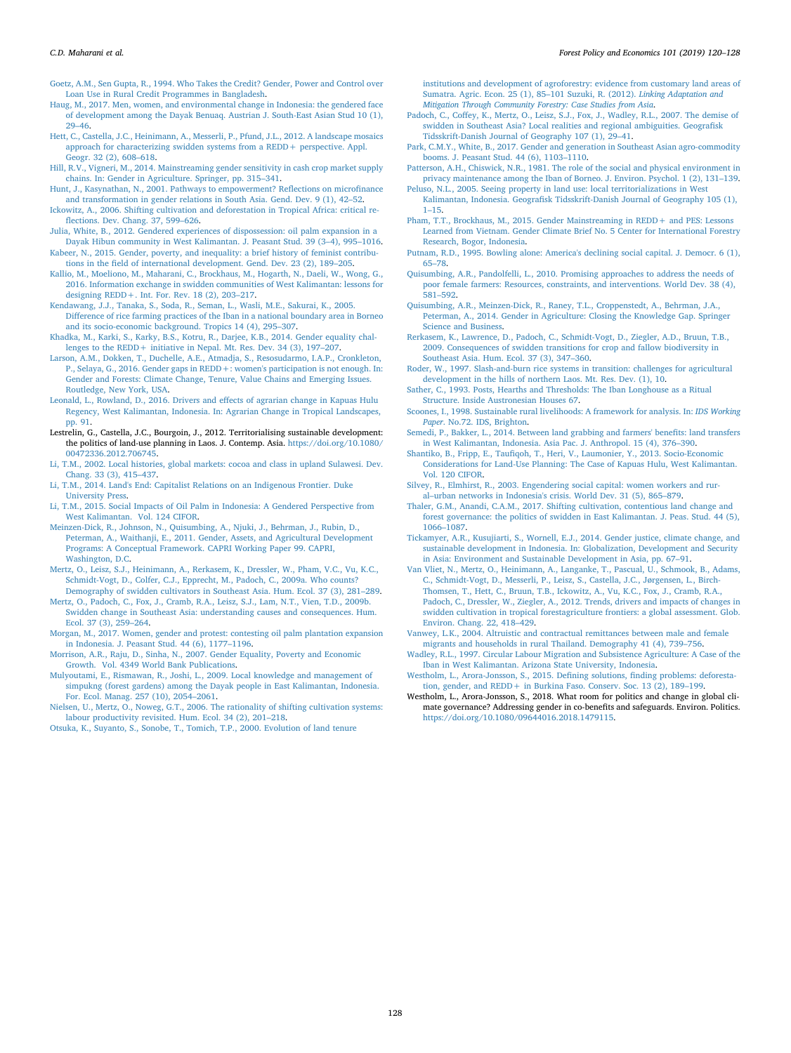Goetz, A.M., Sen Gupta, R., 1994. Who Takes the Credit? Gender, Power and Control over Loan Use in Rural Credit Programmes in Bangladesh.

Haug, M., 2017. Men, women, and environmental change in Indonesia: the gendered face of development among the Dayak Benuaq. Austrian J. South-East Asian Stud 10 (1), 29–46.

Hett, C., Castella, J.C., Heinimann, A., Messerli, P., Pfund, J.L., 2012. A landscape mosaics approach for characterizing swidden systems from a REDD+ perspective. Appl. Geogr. 32 (2), 608–618.

Hill, R.V., Vigneri, M., 2014. Mainstreaming gender sensitivity in cash crop market supply chains. In: Gender in Agriculture. Springer, pp. 315–341.

Hunt, J., Kasynathan, N., 2001. Pathways to empowerment? Reflections on microfinance and transformation in gender relations in South Asia. Gend. Dev. 9 (1), 42–52.

Ickowitz, A., 2006. Shifting cultivation and deforestation in Tropical Africa: critical reflections. Dev. Chang. 37, 599–626.

Julia, White, B., 2012. Gendered experiences of dispossession: oil palm expansion in a Dayak Hibun community in West Kalimantan. J. Peasant Stud. 39 (3–4), 995–1016.

Kabeer, N., 2015. Gender, poverty, and inequality: a brief history of feminist contributions in the field of international development. Gend. Dev. 23 (2), 189–205.

Kallio, M., Moeliono, M., Maharani, C., Brockhaus, M., Hogarth, N., Daeli, W., Wong, G., 2016. Information exchange in swidden communities of West Kalimantan: lessons for designing REDD+. Int. For. Rev. 18 (2), 203–217.

Kendawang, J.J., Tanaka, S., Soda, R., Seman, L., Wasli, M.E., Sakurai, K., 2005. Difference of rice farming practices of the Iban in a national boundary area in Borneo and its socio-economic background. Tropics 14 (4), 295–307.

Khadka, M., Karki, S., Karky, B.S., Kotru, R., Darjee, K.B., 2014. Gender equality challenges to the REDD+ initiative in Nepal. Mt. Res. Dev. 34 (3), 197–207.

Larson, A.M., Dokken, T., Duchelle, A.E., Atmadja, S., Resosudarmo, I.A.P., Cronkleton, P., Selaya, G., 2016. Gender gaps in REDD+: women's participation is not enough. In: Gender and Forests: Climate Change, Tenure, Value Chains and Emerging Issues. Routledge, New York, USA.

Leonald, L., Rowland, D., 2016. Drivers and effects of agrarian change in Kapuas Hulu Regency, West Kalimantan, Indonesia. In: Agrarian Change in Tropical Landscapes, pp. 91.

Lestrelin, G., Castella, J.C., Bourgoin, J., 2012. Territorialising sustainable development: the politics of land-use planning in Laos. J. Contemp. Asia. https://doi.org/10.1080/00472336.2012.706745.

Li, T.M., 2002. Local histories, global markets: cocoa and class in upland Sulawesi. Dev. Chang. 33 (3), 415–437.

Li, T.M., 2014. Land's End: Capitalist Relations on an Indigenous Frontier. Duke University Press.

Li, T.M., 2015. Social Impacts of Oil Palm in Indonesia: A Gendered Perspective from West Kalimantan. Vol. 124 CIFOR.

Meinzen-Dick, R., Johnson, N., Quisumbing, A., Njuki, J., Behrman, J., Rubin, D., Peterman, A., Waithanji, E., 2011. Gender, Assets, and Agricultural Development Programs: A Conceptual Framework. CAPRI Working Paper 99. CAPRI, Washington, D.C.

Mertz, O., Leisz, S.J., Heinimann, A., Rerkasem, K., Dressler, W., Pham, V.C., Vu, K.C., Schmidt-Vogt, D., Colfer, C.J., Epprecht, M., Padoch, C., 2009a. Who counts? Demography of swidden cultivators in Southeast Asia. Hum. Ecol. 37 (3), 281–289.

Mertz, O., Padoch, C., Fox, J., Cramb, R.A., Leisz, S.J., Lam, N.T., Vien, T.D., 2009b. Swidden change in Southeast Asia: understanding causes and consequences. Hum. Ecol. 37 (3), 259–264.

Morgan, M., 2017. Women, gender and protest: contesting oil palm plantation expansion in Indonesia. J. Peasant Stud. 44 (6), 1177–1196.

Morrison, A.R., Raju, D., Sinha, N., 2007. Gender Equality, Poverty and Economic Growth. Vol. 4349 World Bank Publications.

Mulyoutami, E., Rismawan, R., Joshi, L., 2009. Local knowledge and management of simpukng (forest gardens) among the Dayak people in East Kalimantan, Indonesia. For. Ecol. Manag. 257 (10), 2054–2061.

Nielsen, U., Mertz, O., Noweg, G.T., 2006. The rationality of shifting cultivation systems: labour productivity revisited. Hum. Ecol. 34 (2), 201–218.

Otsuka, K., Suyanto, S., Sonobe, T., Tomich, T.P., 2000. Evolution of land tenure institutions and development of agroforestry: evidence from customary land areas of Sumatra. Agric. Econ. 25 (1), 85–101 Suzuki, R. (2012). *Linking Adaptation and Mitigation Through Community Forestry: Case Studies from Asia*.

Padoch, C., Coffey, K., Mertz, O., Leisz, S.J., Fox, J., Wadley, R.L., 2007. The demise of swidden in Southeast Asia? Local realities and regional ambiguities. Geografisk Tidsskrift-Danish Journal of Geography 107 (1), 29–41.

Park, C.M.Y., White, B., 2017. Gender and generation in Southeast Asian agro-commodity booms. J. Peasant Stud. 44 (6), 1103–1110.

Patterson, A.H., Chiswick, N.R., 1981. The role of the social and physical environment in privacy maintenance among the Iban of Borneo. J. Environ. Psychol. 1 (2), 131–139.

Peluso, N.L., 2005. Seeing property in land use: local territorializations in West Kalimantan, Indonesia. Geografisk Tidsskrift-Danish Journal of Geography 105 (1), 1–15.

Pham, T.T., Brockhaus, M., 2015. Gender Mainstreaming in REDD+ and PES: Lessons Learned from Vietnam. Gender Climate Brief No. 5 Center for International Forestry Research, Bogor, Indonesia.

Putnam, R.D., 1995. Bowling alone: America's declining social capital. J. Democr. 6 (1), 65–78.

Quisumbing, A.R., Pandolfelli, L., 2010. Promising approaches to address the needs of poor female farmers: Resources, constraints, and interventions. World Dev. 38 (4), 581–592.

Quisumbing, A.R., Meinzen-Dick, R., Raney, T.L., Croppenstedt, A., Behrman, J.A., Peterman, A., 2014. Gender in Agriculture: Closing the Knowledge Gap. Springer Science and Business.

Rerkasem, K., Lawrence, D., Padoch, C., Schmidt-Vogt, D., Ziegler, A.D., Bruun, T.B., 2009. Consequences of swidden transitions for crop and fallow biodiversity in Southeast Asia. Hum. Ecol. 37 (3), 347–360.

Roder, W., 1997. Slash-and-burn rice systems in transition: challenges for agricultural development in the hills of northern Laos. Mt. Res. Dev. (1), 10.

Sather, C., 1993. Posts, Hearths and Thresholds: The Iban Longhouse as a Ritual Structure. Inside Austronesian Houses 67.

Scoones, I., 1998. Sustainable rural livelihoods: A framework for analysis. In: *IDS Working Paper*. No.72. IDS, Brighton.

Semedi, P., Bakker, L., 2014. Between land grabbing and farmers' benefits: land transfers in West Kalimantan, Indonesia. Asia Pac. J. Anthropol. 15 (4), 376–390.

Shantiko, B., Fripp, E., Taufiqoh, T., Heri, V., Laumonier, Y., 2013. Socio-Economic Considerations for Land-Use Planning: The Case of Kapuas Hulu, West Kalimantan. Vol. 120 CIFOR.

Silvey, R., Elmhirst, R., 2003. Engendering social capital: women workers and rural–urban networks in Indonesia's crisis. World Dev. 31 (5), 865–879.

Thaler, G.M., Anandi, C.A.M., 2017. Shifting cultivation, contentious land change and forest governance: the politics of swidden in East Kalimantan. J. Peas. Stud. 44 (5), 1066–1087.

Tickamyer, A.R., Kusujiarti, S., Wornell, E.J., 2014. Gender justice, climate change, and sustainable development in Indonesia. In: Globalization, Development and Security in Asia: Environment and Sustainable Development in Asia, pp. 67–91.

Van Vliet, N., Mertz, O., Heinimann, A., Langanke, T., Pascual, U., Schmook, B., Adams, C., Schmidt-Vogt, D., Messerli, P., Leisz, S., Castella, J.C., Jørgensen, L., Birch-Thomsen, T., Hett, C., Bruun, T.B., Ickowitz, A., Vu, K.C., Fox, J., Cramb, R.A., Padoch, C., Dressler, W., Ziegler, A., 2012. Trends, drivers and impacts of changes in swidden cultivation in tropical forestagriculture frontiers: a global assessment. Glob. Environ. Chang. 22, 418–429.

Vanwey, L.K., 2004. Altruistic and contractual remittances between male and female migrants and households in rural Thailand. Demography 41 (4), 739–756.

Wadley, R.L., 1997. Circular Labour Migration and Subsistence Agriculture: A Case of the Iban in West Kalimantan. Arizona State University, Indonesia.

Westholm, L., Arora-Jonsson, S., 2015. Defining solutions, finding problems: deforestation, gender, and REDD+ in Burkina Faso. Conserv. Soc. 13 (2), 189–199.

Westholm, L., Arora-Jonsson, S., 2018. What room for politics and change in global climate governance? Addressing gender in co-benefits and safeguards. Environ. Politics. https://doi.org/10.1080/09644016.2018.1479115.